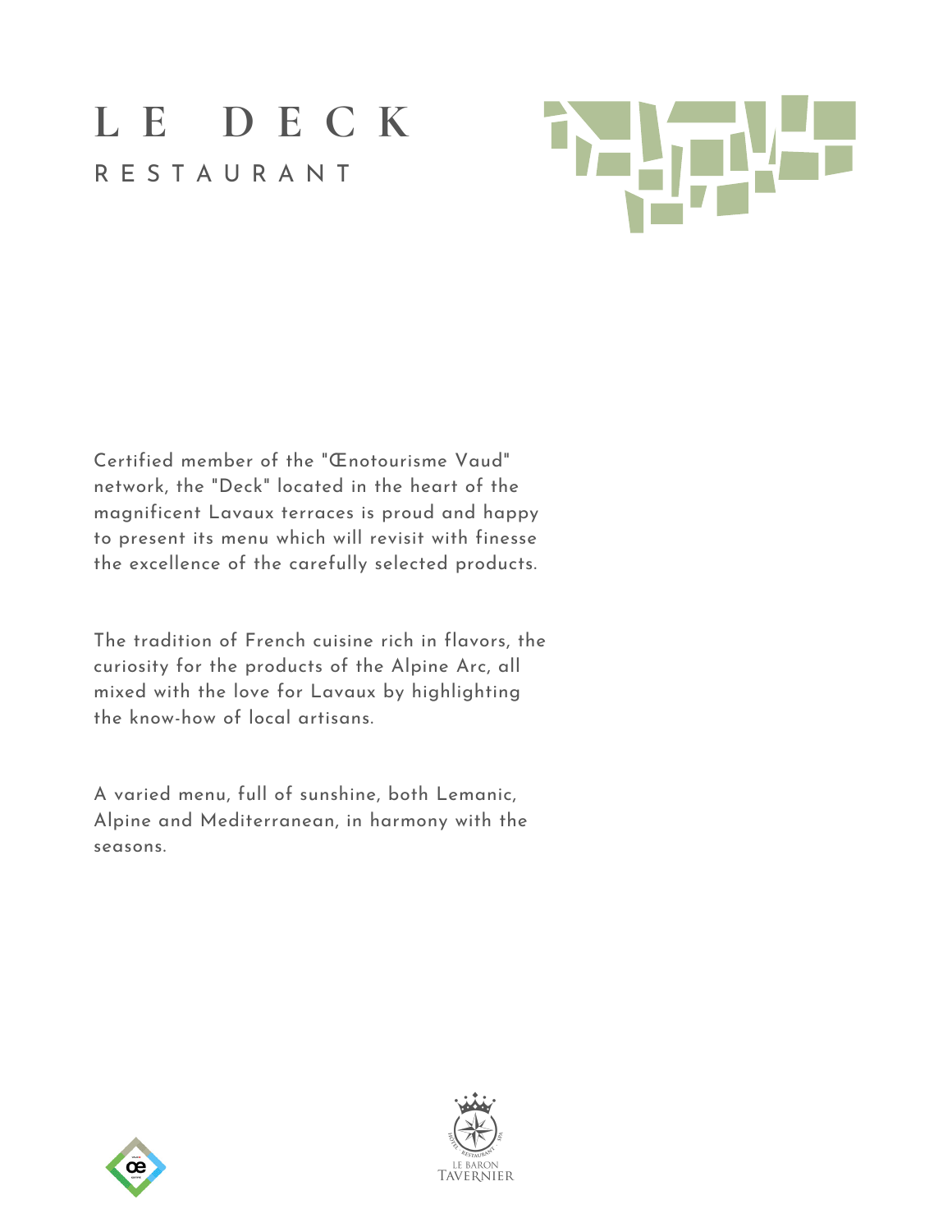# LE DECK

## RESTAURANT

Certified member of the "Œnotourisme Vaud" network, the "Deck" located in the heart of the magnificent Lavaux terraces is proud and happy to present its menu which will revisit with finesse the excellence of the carefully selected products.

The tradition of French cuisine rich in flavors, the curiosity for the products of the Alpine Arc, all mixed with the love for Lavaux by highlighting the know-how of local artisans.

A varied menu, full of sunshine, both Lemanic, Alpine and Mediterranean, in harmony with the seasons.

LE BARON TAVERNIER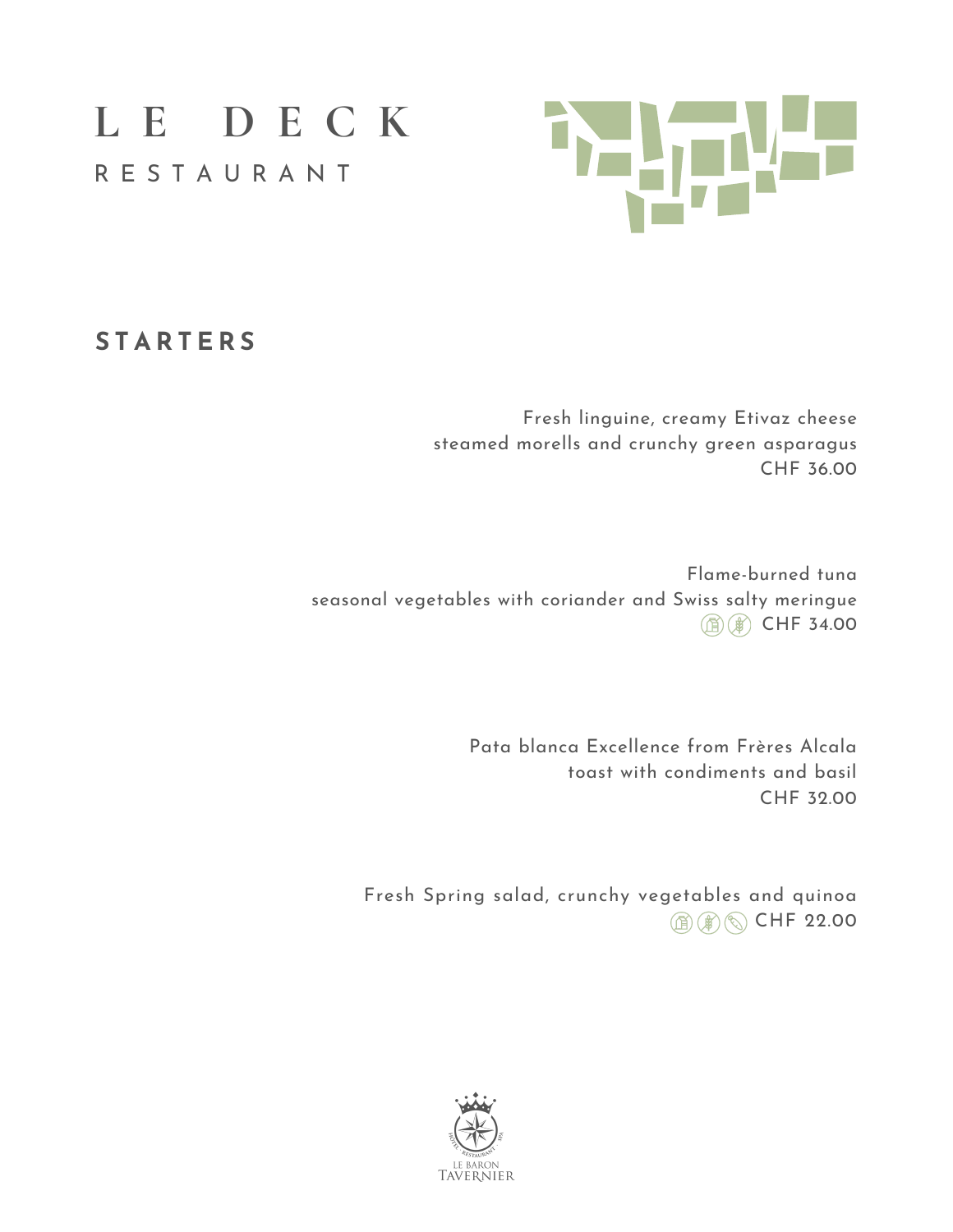# LE DECK

RESTAURANT

## STARTERS

Fresh linguine, creamy Etivaz cheese
steamed morells and crunchy green asparagus
CHF 36.00

Flame-burned tuna
seasonal vegetables with coriander and Swiss salty meringue
CHF 34.00

Pata blanca Excellence from Frères Alcala
toast with condiments and basil
CHF 32.00

Fresh Spring salad, crunchy vegetables and quinoa
CHF 22.00

LE BARON TAVERNIER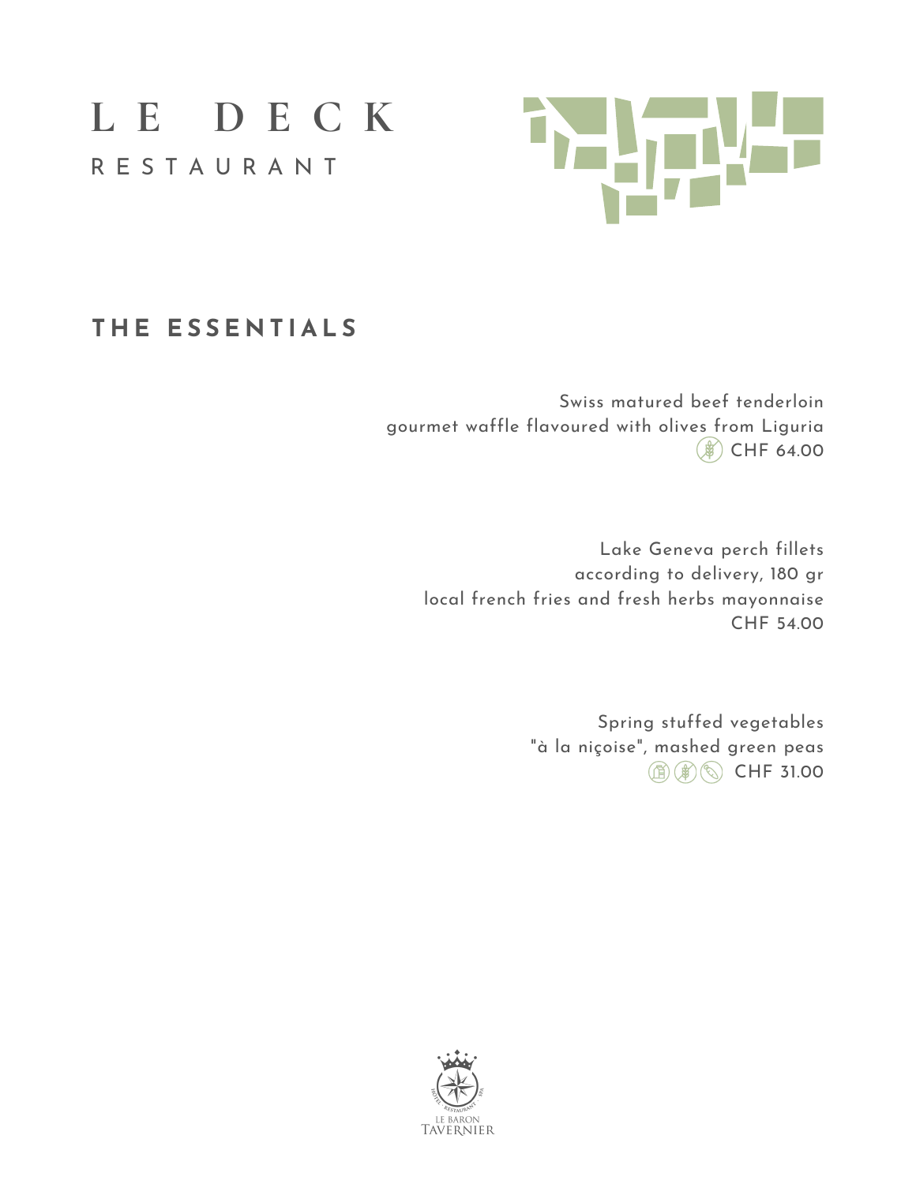# LE DECK

RESTAURANT

## THE ESSENTIALS

Swiss matured beef tenderloin
gourmet waffle flavoured with olives from Liguria
CHF 64.00

Lake Geneva perch fillets
according to delivery, 180 gr
local french fries and fresh herbs mayonnaise
CHF 54.00

Spring stuffed vegetables
"à la niçoise", mashed green peas
CHF 31.00

LE BARON TAVERNIER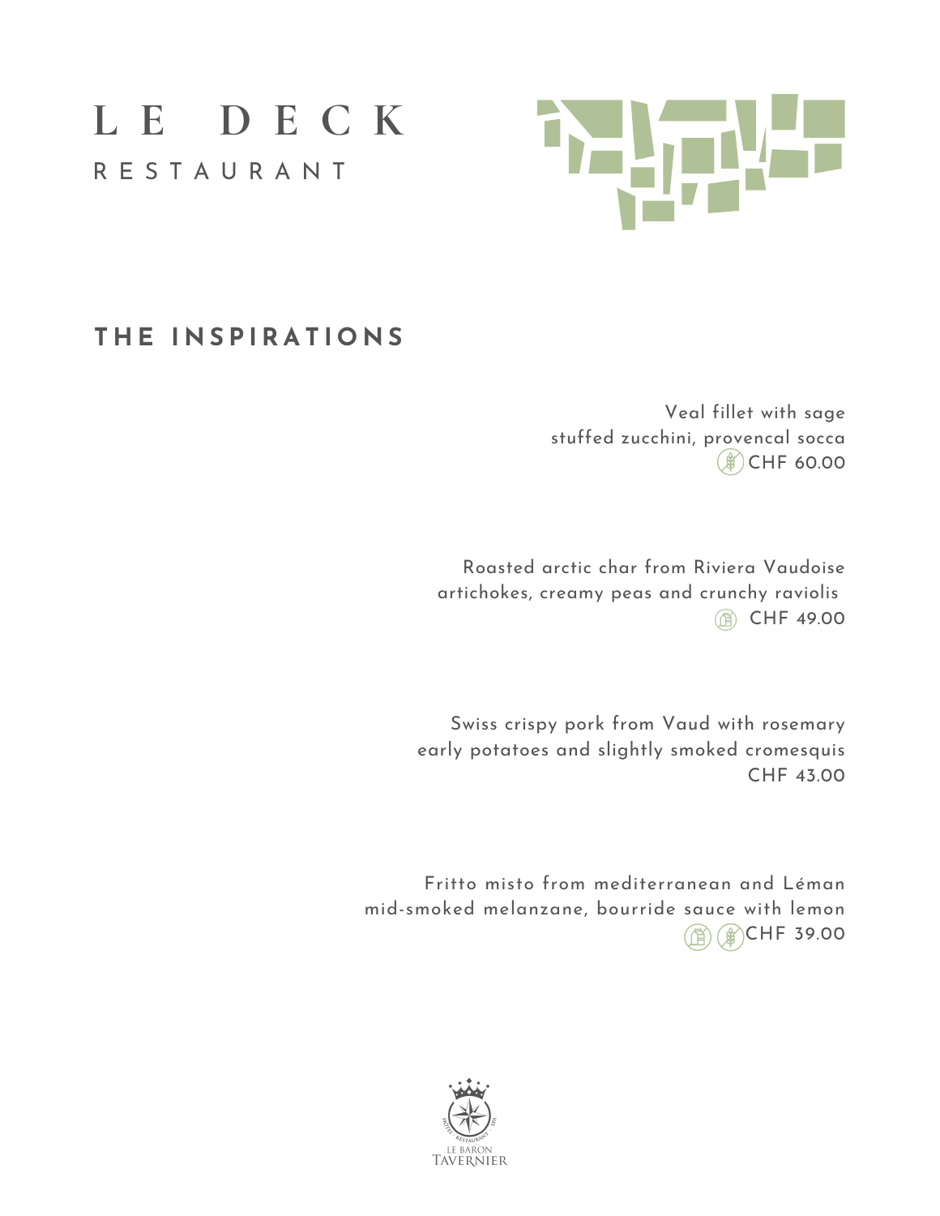# LE DECK
RESTAURANT

## THE INSPIRATIONS

Veal fillet with sage
stuffed zucchini, provencal socca
CHF 60.00

Roasted arctic char from Riviera Vaudoise
artichokes, creamy peas and crunchy raviolis
CHF 49.00

Swiss crispy pork from Vaud with rosemary
early potatoes and slightly smoked cromesquis
CHF 43.00

Fritto misto from mediterranean and Léman
mid-smoked melanzane, bourride sauce with lemon
CHF 39.00

LE BARON TAVERNIER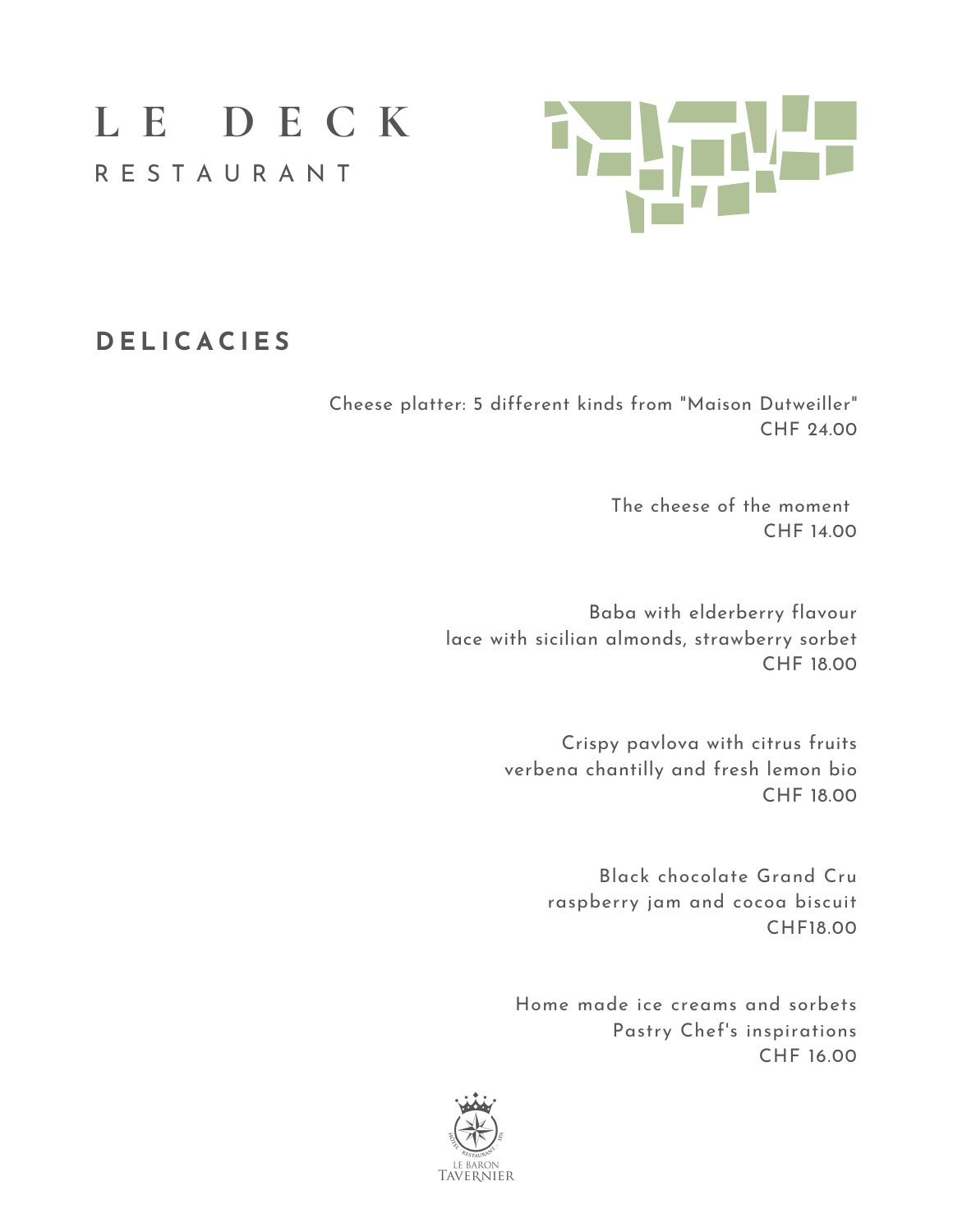# LE DECK

RESTAURANT

## DELICACIES

Cheese platter: 5 different kinds from "Maison Dutweiller"
CHF 24.00

The cheese of the moment
CHF 14.00

Baba with elderberry flavour
lace with sicilian almonds, strawberry sorbet
CHF 18.00

Crispy pavlova with citrus fruits
verbena chantilly and fresh lemon bio
CHF 18.00

Black chocolate Grand Cru
raspberry jam and cocoa biscuit
CHF18.00

Home made ice creams and sorbets
Pastry Chef's inspirations
CHF 16.00

LE BARON TAVERNIER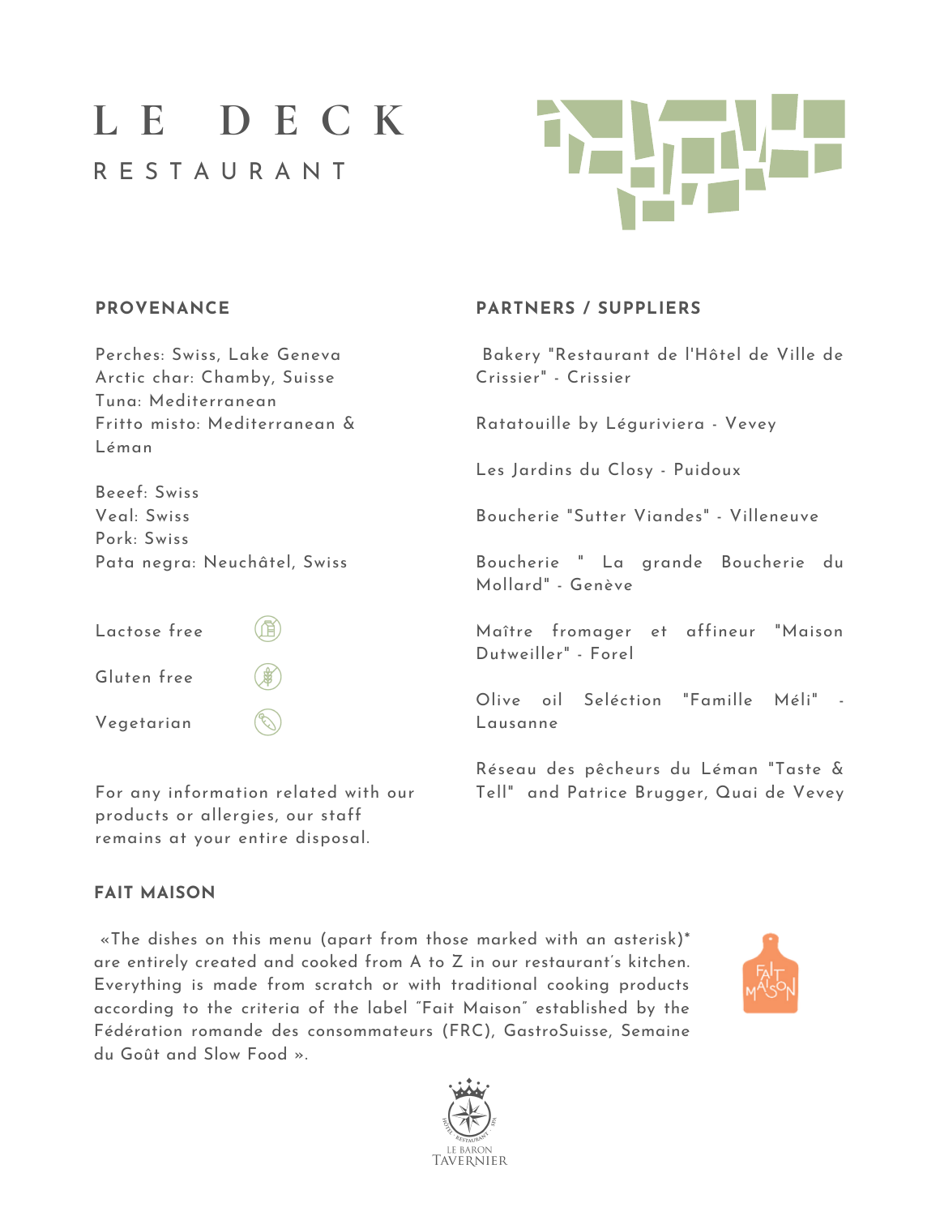# LE DECK
## RESTAURANT

### PROVENANCE

Perches: Swiss, Lake Geneva
Arctic char: Chamby, Suisse
Tuna: Mediterranean
Fritto misto: Mediterranean & Léman

Beeef: Swiss
Veal: Swiss
Pork: Swiss
Pata negra: Neuchâtel, Swiss

Lactose free

Gluten free

Vegetarian

For any information related with our products or allergies, our staff remains at your entire disposal.

### PARTNERS / SUPPLIERS

Bakery "Restaurant de l'Hôtel de Ville de Crissier" - Crissier

Ratatouille by Léguriviera - Vevey

Les Jardins du Closy - Puidoux

Boucherie "Sutter Viandes" - Villeneuve

Boucherie " La grande Boucherie du Mollard" - Genève

Maître fromager et affineur "Maison Dutweiller" - Forel

Olive oil Seléction "Famille Méli" - Lausanne

Réseau des pêcheurs du Léman "Taste & Tell" and Patrice Brugger, Quai de Vevey

### FAIT MAISON

«The dishes on this menu (apart from those marked with an asterisk)* are entirely created and cooked from A to Z in our restaurant's kitchen. Everything is made from scratch or with traditional cooking products according to the criteria of the label "Fait Maison" established by the Fédération romande des consommateurs (FRC), GastroSuisse, Semaine du Goût and Slow Food ».

FAIT MAISON

LE BARON TAVERNIER